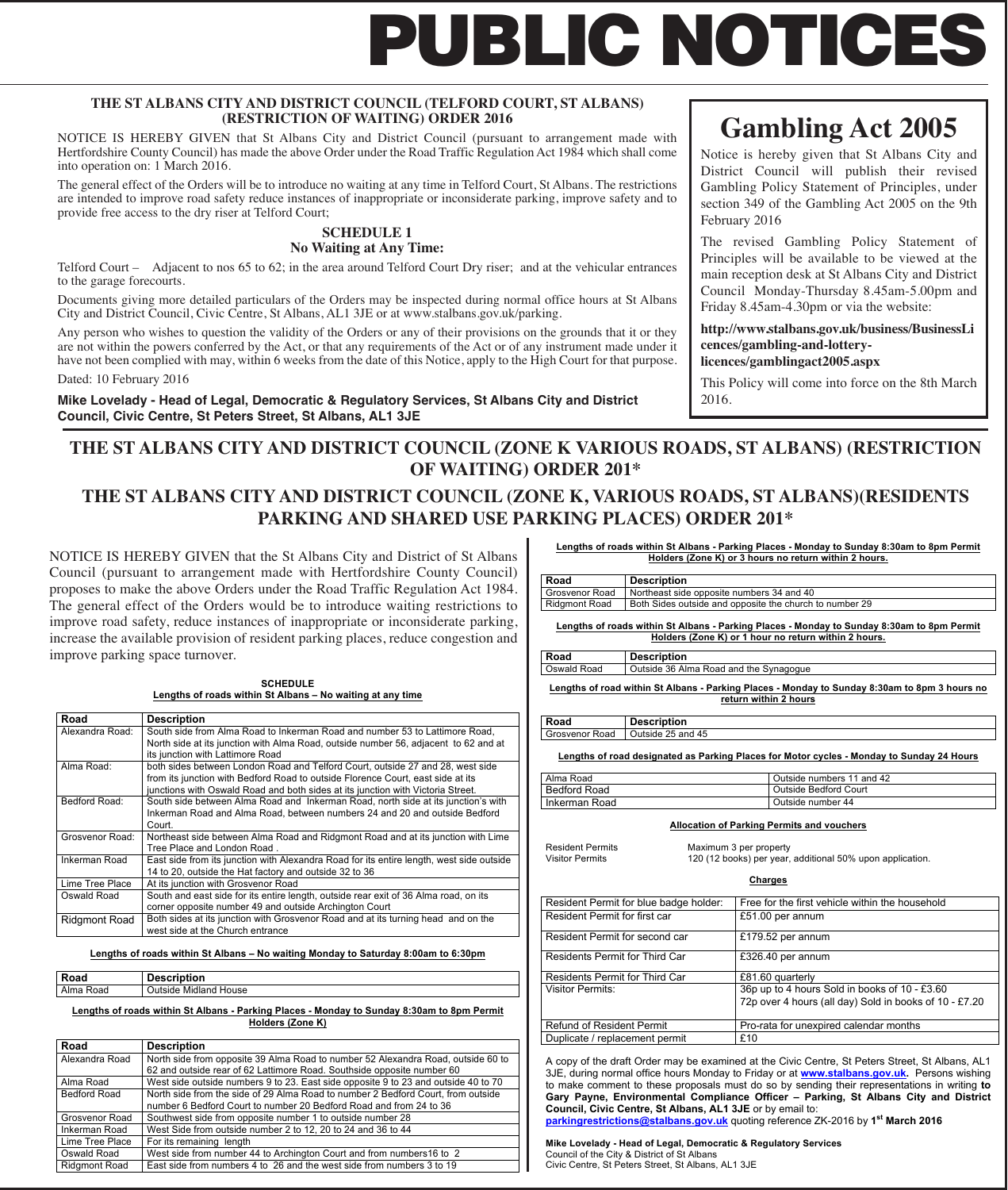# PUBLIC NOTICES

## THE ST ALBANS CITY AND DISTRICT COUNCIL (TELFORD COURT, ST ALBANS) (RESTRICTION OF WAITING) ORDER 2016

NOTICE IS HEREBY GIVEN that St Albans City and District Council (pursuant to arrangement made with Hertfordshire County Council) has made the above Order under the Road Traffic Regulation Act 1984 which shall come into operation on: 1 March 2016.

The general effect of the Orders will be to introduce no waiting at any time in Telford Court, St Albans. The restrictions are intended to improve road safety reduce instances of inappropriate or inconsiderate parking, improve safety and to provide free access to the dry riser at Telford Court;

### SCHEDULE 1
### No Waiting at Any Time:

Telford Court – Adjacent to nos 65 to 62; in the area around Telford Court Dry riser; and at the vehicular entrances to the garage forecourts.

Documents giving more detailed particulars of the Orders may be inspected during normal office hours at St Albans City and District Council, Civic Centre, St Albans, AL1 3JE or at www.stalbans.gov.uk/parking.

Any person who wishes to question the validity of the Orders or any of their provisions on the grounds that it or they are not within the powers conferred by the Act, or that any requirements of the Act or of any instrument made under it have not been complied with may, within 6 weeks from the date of this Notice, apply to the High Court for that purpose.

Dated: 10 February 2016

**Mike Lovelady - Head of Legal, Democratic & Regulatory Services, St Albans City and District Council, Civic Centre, St Peters Street, St Albans, AL1 3JE**

## Gambling Act 2005

Notice is hereby given that St Albans City and District Council will publish their revised Gambling Policy Statement of Principles, under section 349 of the Gambling Act 2005 on the 9th February 2016

The revised Gambling Policy Statement of Principles will be available to be viewed at the main reception desk at St Albans City and District Council Monday-Thursday 8.45am-5.00pm and Friday 8.45am-4.30pm or via the website:

**http://www.stalbans.gov.uk/business/BusinessLicences/gambling-and-lottery-licences/gamblingact2005.aspx**

This Policy will come into force on the 8th March 2016.

## THE ST ALBANS CITY AND DISTRICT COUNCIL (ZONE K VARIOUS ROADS, ST ALBANS) (RESTRICTION OF WAITING) ORDER 201*

## THE ST ALBANS CITY AND DISTRICT COUNCIL (ZONE K, VARIOUS ROADS, ST ALBANS)(RESIDENTS PARKING AND SHARED USE PARKING PLACES) ORDER 201*

NOTICE IS HEREBY GIVEN that the St Albans City and District of St Albans Council (pursuant to arrangement made with Hertfordshire County Council) proposes to make the above Orders under the Road Traffic Regulation Act 1984. The general effect of the Orders would be to introduce waiting restrictions to improve road safety, reduce instances of inappropriate or inconsiderate parking, increase the available provision of resident parking places, reduce congestion and improve parking space turnover.

**SCHEDULE**

**Lengths of roads within St Albans – No waiting at any time**

| Road | Description |
|---|---|
| Alexandra Road: | South side from Alma Road to Inkerman Road and number 53 to Lattimore Road, North side at its junction with Alma Road, outside number 56, adjacent to 62 and at its junction with Lattimore Road |
| Alma Road: | both sides between London Road and Telford Court, outside 27 and 28, west side from its junction with Bedford Road to outside Florence Court, east side at its junctions with Oswald Road and both sides at its junction with Victoria Street. |
| Bedford Road: | South side between Alma Road and Inkerman Road, north side at its junction's with Inkerman Road and Alma Road, between numbers 24 and 20 and outside Bedford Court. |
| Grosvenor Road: | Northeast side between Alma Road and Ridgmont Road and at its junction with Lime Tree Place and London Road . |
| Inkerman Road | East side from its junction with Alexandra Road for its entire length, west side outside 14 to 20, outside the Hat factory and outside 32 to 36 |
| Lime Tree Place | At its junction with Grosvenor Road |
| Oswald Road | South and east side for its entire length, outside rear exit of 36 Alma road, on its corner opposite number 49 and outside Archington Court |
| Ridgmont Road | Both sides at its junction with Grosvenor Road and at its turning head and on the west side at the Church entrance |

**Lengths of roads within St Albans – No waiting Monday to Saturday 8:00am to 6:30pm**

| Road | Description |
|---|---|
| Alma Road | Outside Midland House |

**Lengths of roads within St Albans - Parking Places - Monday to Sunday 8:30am to 8pm Permit Holders (Zone K)**

| Road | Description |
|---|---|
| Alexandra Road | North side from opposite 39 Alma Road to number 52 Alexandra Road, outside 60 to 62 and outside rear of 62 Lattimore Road. Southside opposite number 60 |
| Alma Road | West side outside numbers 9 to 23. East side opposite 9 to 23 and outside 40 to 70 |
| Bedford Road | North side from the side of 29 Alma Road to number 2 Bedford Court, from outside number 6 Bedford Court to number 20 Bedford Road and from 24 to 36 |
| Grosvenor Road | Southwest side from opposite number 1 to outside number 28 |
| Inkerman Road | West Side from outside number 2 to 12, 20 to 24 and 36 to 44 |
| Lime Tree Place | For its remaining length |
| Oswald Road | West side from number 44 to Archington Court and from numbers16 to 2 |
| Ridgmont Road | East side from numbers 4 to 26 and the west side from numbers 3 to 19 |

**Lengths of roads within St Albans - Parking Places - Monday to Sunday 8:30am to 8pm Permit Holders (Zone K) or 3 hours no return within 2 hours.**

| Road | Description |
|---|---|
| Grosvenor Road | Northeast side opposite numbers 34 and 40 |
| Ridgmont Road | Both Sides outside and opposite the church to number 29 |

**Lengths of roads within St Albans - Parking Places - Monday to Sunday 8:30am to 8pm Permit Holders (Zone K) or 1 hour no return within 2 hours.**

| Road | Description |
|---|---|
| Oswald Road | Outside 36 Alma Road and the Synagogue |

**Lengths of road within St Albans - Parking Places - Monday to Sunday 8:30am to 8pm 3 hours no return within 2 hours**

| Road | Description |
|---|---|
| Grosvenor Road | Outside 25 and 45 |

**Lengths of road designated as Parking Places for Motor cycles - Monday to Sunday 24 Hours**

| Road | Description |
|---|---|
| Alma Road | Outside numbers 11 and 42 |
| Bedford Road | Outside Bedford Court |
| Inkerman Road | Outside number 44 |

**Allocation of Parking Permits and vouchers**

| | |
|---|---|
| Resident Permits | Maximum 3 per property |
| Visitor Permits | 120 (12 books) per year, additional 50% upon application. |

**Charges**

| | |
|---|---|
| Resident Permit for blue badge holder: | Free for the first vehicle within the household |
| Resident Permit for first car | £51.00 per annum |
| Resident Permit for second car | £179.52 per annum |
| Residents Permit for Third Car | £326.40 per annum |
| Residents Permit for Third Car | £81.60 quarterly |
| Visitor Permits: | 36p up to 4 hours Sold in books of 10 - £3.60<br>72p over 4 hours (all day) Sold in books of 10 - £7.20 |
| Refund of Resident Permit | Pro-rata for unexpired calendar months |
| Duplicate / replacement permit | £10 |

A copy of the draft Order may be examined at the Civic Centre, St Peters Street, St Albans, AL1 3JE, during normal office hours Monday to Friday or at **www.stalbans.gov.uk.** Persons wishing to make comment to these proposals must do so by sending their representations in writing **to Gary Payne, Environmental Compliance Officer – Parking, St Albans City and District Council, Civic Centre, St Albans, AL1 3JE** or by email to: **parkingrestrictions@stalbans.gov.uk** quoting reference ZK-2016 by **1st March 2016**

**Mike Lovelady - Head of Legal, Democratic & Regulatory Services**
Council of the City & District of St Albans
Civic Centre, St Peters Street, St Albans, AL1 3JE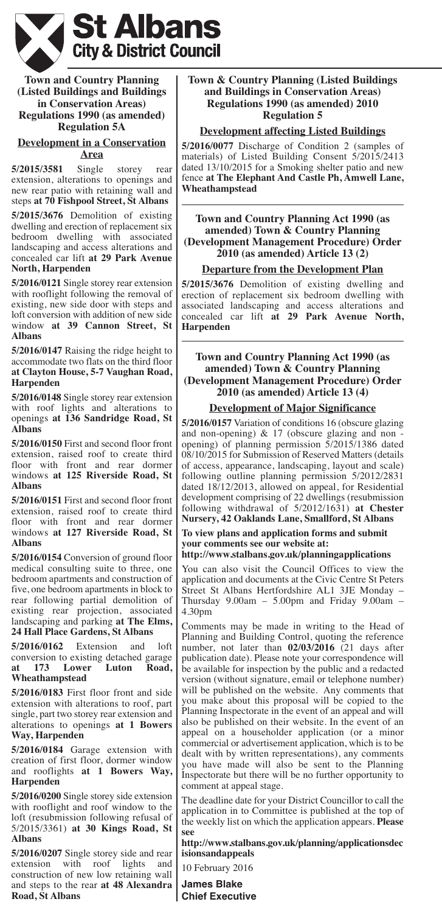# St Albans City & District Council

## Town and Country Planning (Listed Buildings and Buildings in Conservation Areas) Regulations 1990 (as amended) Regulation 5A

### Development in a Conservation Area

**5/2015/3581** Single storey rear extension, alterations to openings and new rear patio with retaining wall and steps **at 70 Fishpool Street, St Albans**

**5/2015/3676** Demolition of existing dwelling and erection of replacement six bedroom dwelling with associated landscaping and access alterations and concealed car lift **at 29 Park Avenue North, Harpenden**

**5/2016/0121** Single storey rear extension with rooflight following the removal of existing, new side door with steps and loft conversion with addition of new side window **at 39 Cannon Street, St Albans**

**5/2016/0147** Raising the ridge height to accommodate two flats on the third floor **at Clayton House, 5-7 Vaughan Road, Harpenden**

**5/2016/0148** Single storey rear extension with roof lights and alterations to openings **at 136 Sandridge Road, St Albans**

**5/2016/0150** First and second floor front extension, raised roof to create third floor with front and rear dormer windows **at 125 Riverside Road, St Albans**

**5/2016/0151** First and second floor front extension, raised roof to create third floor with front and rear dormer windows **at 127 Riverside Road, St Albans**

**5/2016/0154** Conversion of ground floor medical consulting suite to three, one bedroom apartments and construction of five, one bedroom apartments in block to rear following partial demolition of existing rear projection, associated landscaping and parking **at The Elms, 24 Hall Place Gardens, St Albans**

**5/2016/0162** Extension and loft conversion to existing detached garage **at 173 Lower Luton Road, Wheathampstead**

**5/2016/0183** First floor front and side extension with alterations to roof, part single, part two storey rear extension and alterations to openings **at 1 Bowers Way, Harpenden**

**5/2016/0184** Garage extension with creation of first floor, dormer window and rooflights **at 1 Bowers Way, Harpenden**

**5/2016/0200** Single storey side extension with rooflight and roof window to the loft (resubmission following refusal of 5/2015/3361) **at 30 Kings Road, St Albans**

**5/2016/0207** Single storey side and rear extension with roof lights and construction of new low retaining wall and steps to the rear **at 48 Alexandra Road, St Albans**

## Town & Country Planning (Listed Buildings and Buildings in Conservation Areas) Regulations 1990 (as amended) 2010 Regulation 5

### Development affecting Listed Buildings

**5/2016/0077** Discharge of Condition 2 (samples of materials) of Listed Building Consent 5/2015/2413 dated 13/10/2015 for a Smoking shelter patio and new fence **at The Elephant And Castle Ph, Amwell Lane, Wheathampstead**

## Town and Country Planning Act 1990 (as amended) Town & Country Planning (Development Management Procedure) Order 2010 (as amended) Article 13 (2)

### Departure from the Development Plan

**5/2015/3676** Demolition of existing dwelling and erection of replacement six bedroom dwelling with associated landscaping and access alterations and concealed car lift **at 29 Park Avenue North, Harpenden**

## Town and Country Planning Act 1990 (as amended) Town & Country Planning (Development Management Procedure) Order 2010 (as amended) Article 13 (4)

### Development of Major Significance

**5/2016/0157** Variation of conditions 16 (obscure glazing and non-opening) & 17 (obscure glazing and non - opening) of planning permission 5/2015/1386 dated 08/10/2015 for Submission of Reserved Matters (details of access, appearance, landscaping, layout and scale) following outline planning permission 5/2012/2831 dated 18/12/2013, allowed on appeal, for Residential development comprising of 22 dwellings (resubmission following withdrawal of 5/2012/1631) **at Chester Nursery, 42 Oaklands Lane, Smallford, St Albans**

**To view plans and application forms and submit your comments see our website at: http://www.stalbans.gov.uk/planningapplications**

You can also visit the Council Offices to view the application and documents at the Civic Centre St Peters Street St Albans Hertfordshire AL1 3JE Monday – Thursday 9.00am – 5.00pm and Friday 9.00am – 4.30pm

Comments may be made in writing to the Head of Planning and Building Control, quoting the reference number, not later than **02/03/2016** (21 days after publication date). Please note your correspondence will be available for inspection by the public and a redacted version (without signature, email or telephone number) will be published on the website. Any comments that you make about this proposal will be copied to the Planning Inspectorate in the event of an appeal and will also be published on their website. In the event of an appeal on a householder application (or a minor commercial or advertisement application, which is to be dealt with by written representations), any comments you have made will also be sent to the Planning Inspectorate but there will be no further opportunity to comment at appeal stage.

The deadline date for your District Councillor to call the application in to Committee is published at the top of the weekly list on which the application appears. **Please see http://www.stalbans.gov.uk/planning/applicationsdecisionsandappeals**

10 February 2016

**James Blake**
**Chief Executive**